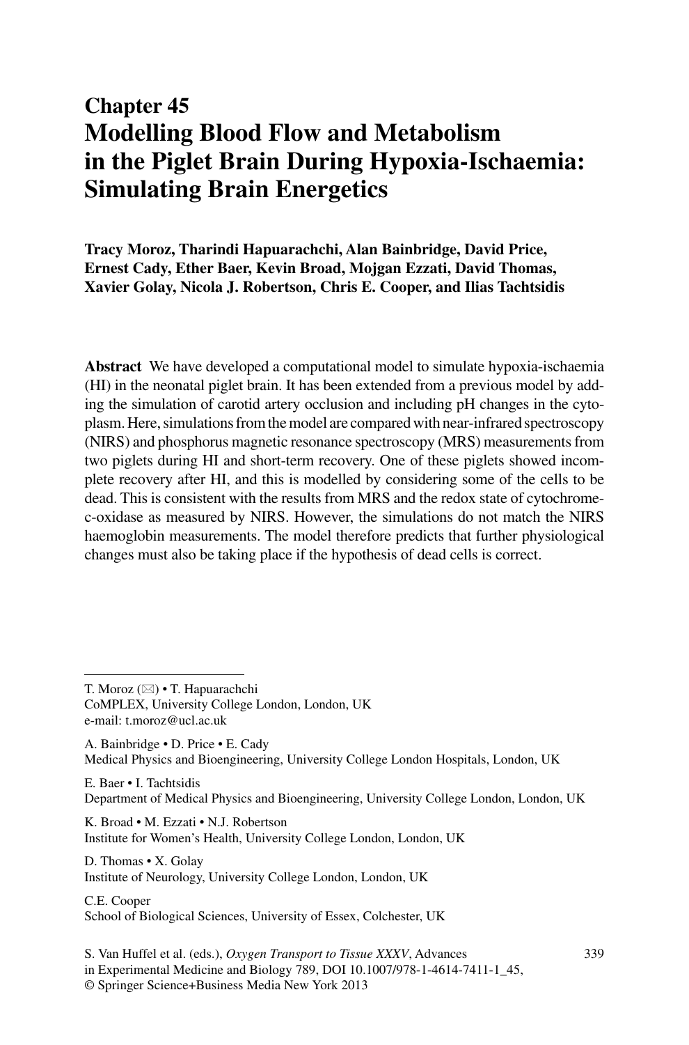# Chapter 45
# Modelling Blood Flow and Metabolism in the Piglet Brain During Hypoxia-Ischaemia: Simulating Brain Energetics

**Tracy Moroz, Tharindi Hapuarachchi, Alan Bainbridge, David Price, Ernest Cady, Ether Baer, Kevin Broad, Mojgan Ezzati, David Thomas, Xavier Golay, Nicola J. Robertson, Chris E. Cooper, and Ilias Tachtsidis**

**Abstract** We have developed a computational model to simulate hypoxia-ischaemia (HI) in the neonatal piglet brain. It has been extended from a previous model by adding the simulation of carotid artery occlusion and including pH changes in the cytoplasm. Here, simulations from the model are compared with near-infrared spectroscopy (NIRS) and phosphorus magnetic resonance spectroscopy (MRS) measurements from two piglets during HI and short-term recovery. One of these piglets showed incomplete recovery after HI, and this is modelled by considering some of the cells to be dead. This is consistent with the results from MRS and the redox state of cytochrome-c-oxidase as measured by NIRS. However, the simulations do not match the NIRS haemoglobin measurements. The model therefore predicts that further physiological changes must also be taking place if the hypothesis of dead cells is correct.

---

T. Moroz (✉) • T. Hapuarachchi
CoMPLEX, University College London, London, UK
e-mail: t.moroz@ucl.ac.uk

A. Bainbridge • D. Price • E. Cady
Medical Physics and Bioengineering, University College London Hospitals, London, UK

E. Baer • I. Tachtsidis
Department of Medical Physics and Bioengineering, University College London, London, UK

K. Broad • M. Ezzati • N.J. Robertson
Institute for Women's Health, University College London, London, UK

D. Thomas • X. Golay
Institute of Neurology, University College London, London, UK

C.E. Cooper
School of Biological Sciences, University of Essex, Colchester, UK

S. Van Huffel et al. (eds.), *Oxygen Transport to Tissue XXXV*, Advances in Experimental Medicine and Biology 789, DOI 10.1007/978-1-4614-7411-1_45, © Springer Science+Business Media New York 2013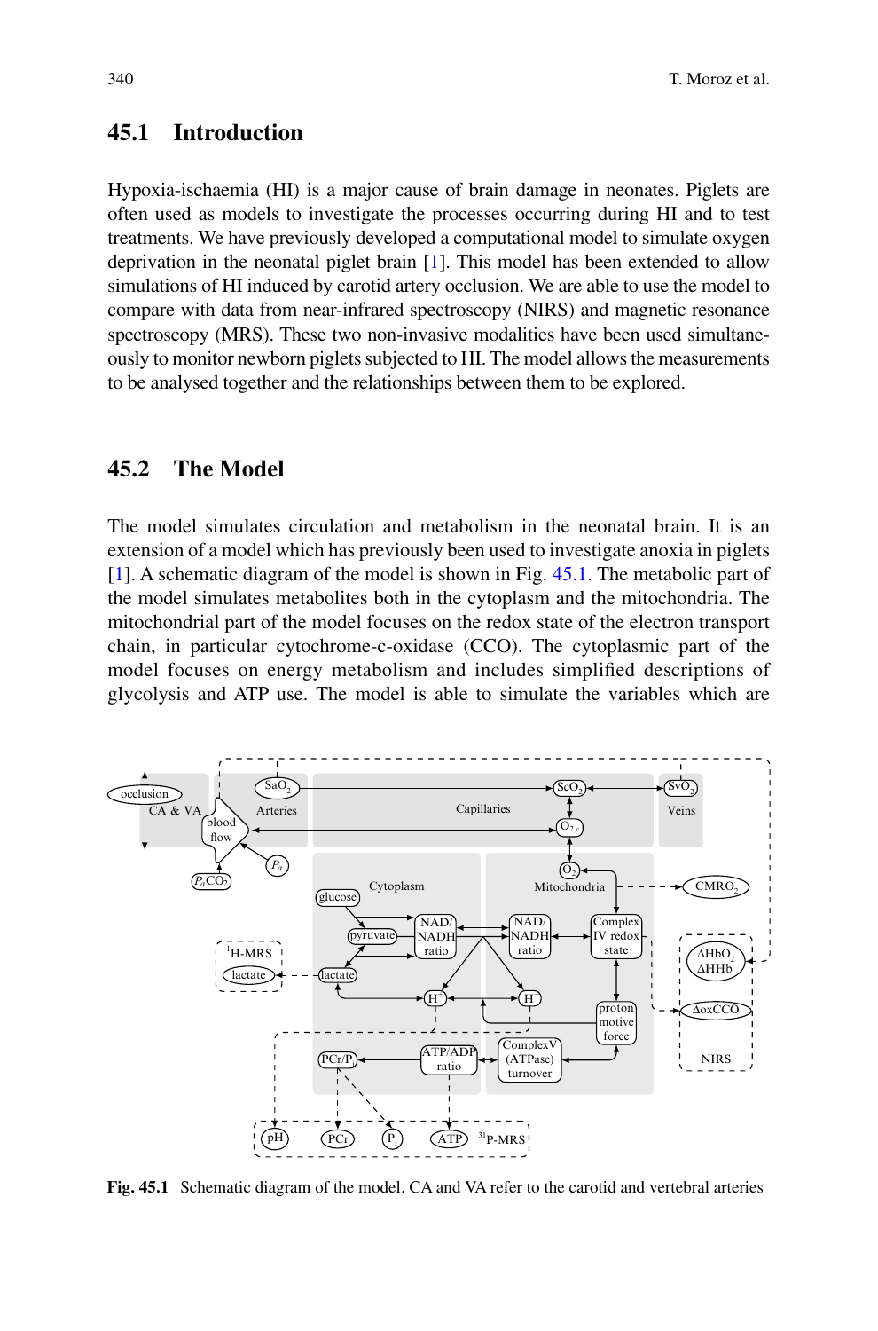## 45.1 Introduction

Hypoxia-ischaemia (HI) is a major cause of brain damage in neonates. Piglets are often used as models to investigate the processes occurring during HI and to test treatments. We have previously developed a computational model to simulate oxygen deprivation in the neonatal piglet brain [1]. This model has been extended to allow simulations of HI induced by carotid artery occlusion. We are able to use the model to compare with data from near-infrared spectroscopy (NIRS) and magnetic resonance spectroscopy (MRS). These two non-invasive modalities have been used simultaneously to monitor newborn piglets subjected to HI. The model allows the measurements to be analysed together and the relationships between them to be explored.

## 45.2 The Model

The model simulates circulation and metabolism in the neonatal brain. It is an extension of a model which has previously been used to investigate anoxia in piglets [1]. A schematic diagram of the model is shown in Fig. 45.1. The metabolic part of the model simulates metabolites both in the cytoplasm and the mitochondria. The mitochondrial part of the model focuses on the redox state of the electron transport chain, in particular cytochrome-c-oxidase (CCO). The cytoplasmic part of the model focuses on energy metabolism and includes simplified descriptions of glycolysis and ATP use. The model is able to simulate the variables which are

**Fig. 45.1** Schematic diagram of the model. CA and VA refer to the carotid and vertebral arteries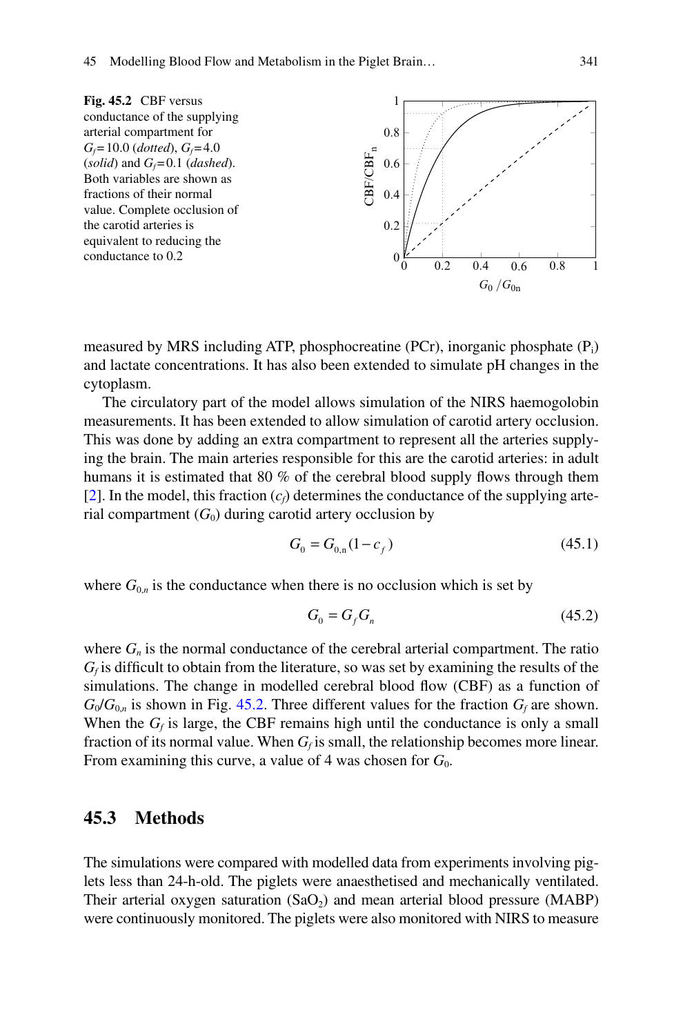**Fig. 45.2** CBF versus conductance of the supplying arterial compartment for $G_f = 10.0$ (*dotted*), $G_f = 4.0$ (*solid*) and $G_f = 0.1$ (*dashed*). Both variables are shown as fractions of their normal value. Complete occlusion of the carotid arteries is equivalent to reducing the conductance to 0.2

measured by MRS including ATP, phosphocreatine (PCr), inorganic phosphate ($P_i$) and lactate concentrations. It has also been extended to simulate pH changes in the cytoplasm.

The circulatory part of the model allows simulation of the NIRS haemogolobin measurements. It has been extended to allow simulation of carotid artery occlusion. This was done by adding an extra compartment to represent all the arteries supplying the brain. The main arteries responsible for this are the carotid arteries: in adult humans it is estimated that 80 % of the cerebral blood supply flows through them [2]. In the model, this fraction ($c_f$) determines the conductance of the supplying arterial compartment ($G_0$) during carotid artery occlusion by

$$G_0 = G_{0,n}(1 - c_f) \tag{45.1}$$

where $G_{0,n}$ is the conductance when there is no occlusion which is set by

$$G_0 = G_f G_n \tag{45.2}$$

where $G_n$ is the normal conductance of the cerebral arterial compartment. The ratio $G_f$ is difficult to obtain from the literature, so was set by examining the results of the simulations. The change in modelled cerebral blood flow (CBF) as a function of $G_0/G_{0,n}$ is shown in Fig. 45.2. Three different values for the fraction $G_f$ are shown. When the $G_f$ is large, the CBF remains high until the conductance is only a small fraction of its normal value. When $G_f$ is small, the relationship becomes more linear. From examining this curve, a value of 4 was chosen for $G_0$.

## 45.3 Methods

The simulations were compared with modelled data from experiments involving piglets less than 24-h-old. The piglets were anaesthetised and mechanically ventilated. Their arterial oxygen saturation ($SaO_2$) and mean arterial blood pressure (MABP) were continuously monitored. The piglets were also monitored with NIRS to measure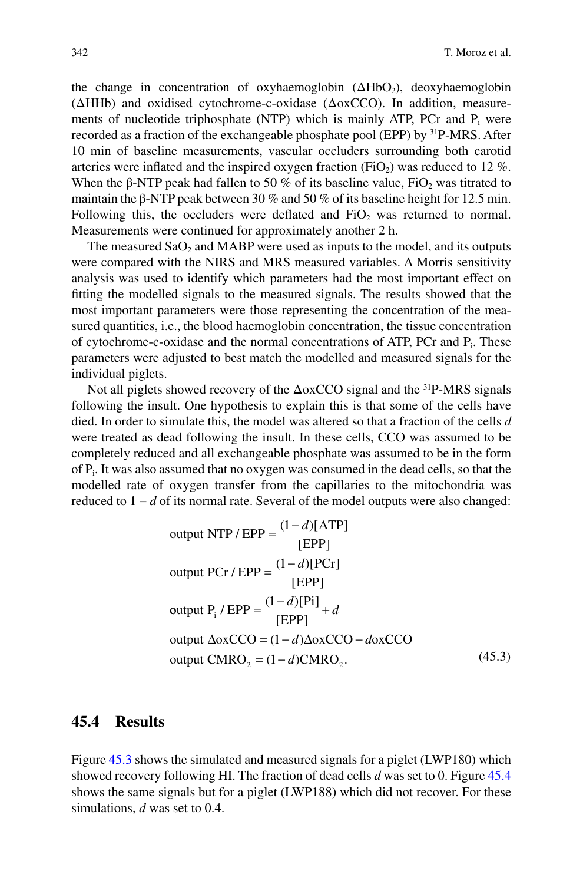the change in concentration of oxyhaemoglobin ($\Delta HbO_2$), deoxyhaemoglobin ($\Delta HHb$) and oxidised cytochrome-c-oxidase ($\Delta oxCCO$). In addition, measurements of nucleotide triphosphate (NTP) which is mainly ATP, PCr and $P_i$ were recorded as a fraction of the exchangeable phosphate pool (EPP) by $^{31}$P-MRS. After 10 min of baseline measurements, vascular occluders surrounding both carotid arteries were inflated and the inspired oxygen fraction ($FiO_2$) was reduced to 12 %. When the β-NTP peak had fallen to 50 % of its baseline value, $FiO_2$ was titrated to maintain the β-NTP peak between 30 % and 50 % of its baseline height for 12.5 min. Following this, the occluders were deflated and $FiO_2$ was returned to normal. Measurements were continued for approximately another 2 h.

The measured $SaO_2$ and MABP were used as inputs to the model, and its outputs were compared with the NIRS and MRS measured variables. A Morris sensitivity analysis was used to identify which parameters had the most important effect on fitting the modelled signals to the measured signals. The results showed that the most important parameters were those representing the concentration of the measured quantities, i.e., the blood haemoglobin concentration, the tissue concentration of cytochrome-c-oxidase and the normal concentrations of ATP, PCr and $P_i$. These parameters were adjusted to best match the modelled and measured signals for the individual piglets.

Not all piglets showed recovery of the $\Delta oxCCO$ signal and the $^{31}$P-MRS signals following the insult. One hypothesis to explain this is that some of the cells have died. In order to simulate this, the model was altered so that a fraction of the cells $d$ were treated as dead following the insult. In these cells, CCO was assumed to be completely reduced and all exchangeable phosphate was assumed to be in the form of $P_i$. It was also assumed that no oxygen was consumed in the dead cells, so that the modelled rate of oxygen transfer from the capillaries to the mitochondria was reduced to $1 - d$ of its normal rate. Several of the model outputs were also changed:

$$
\begin{aligned}
&\text{output NTP / EPP} = \frac{(1-d)[\text{ATP}]}{[\text{EPP}]} \\
&\text{output PCr / EPP} = \frac{(1-d)[\text{PCr}]}{[\text{EPP}]} \\
&\text{output } P_i \text{ / EPP} = \frac{(1-d)[\text{Pi}]}{[\text{EPP}]} + d \\
&\text{output } \Delta\text{oxCCO} = (1-d)\Delta\text{oxCCO} - d\text{oxCCO} \\
&\text{output CMRO}_2 = (1-d)\text{CMRO}_2.
\end{aligned}
\tag{45.3}
$$

## 45.4 Results

Figure 45.3 shows the simulated and measured signals for a piglet (LWP180) which showed recovery following HI. The fraction of dead cells $d$ was set to 0. Figure 45.4 shows the same signals but for a piglet (LWP188) which did not recover. For these simulations, $d$ was set to 0.4.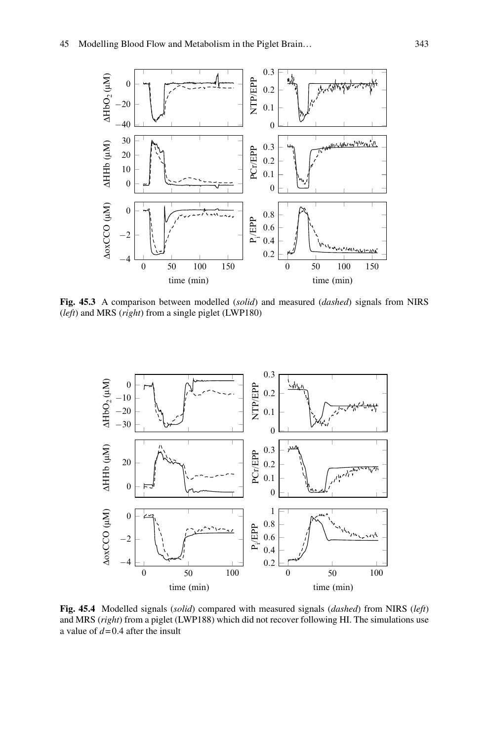**Fig. 45.3** A comparison between modelled (*solid*) and measured (*dashed*) signals from NIRS (*left*) and MRS (*right*) from a single piglet (LWP180)

**Fig. 45.4** Modelled signals (*solid*) compared with measured signals (*dashed*) from NIRS (*left*) and MRS (*right*) from a piglet (LWP188) which did not recover following HI. The simulations use a value of $d = 0.4$ after the insult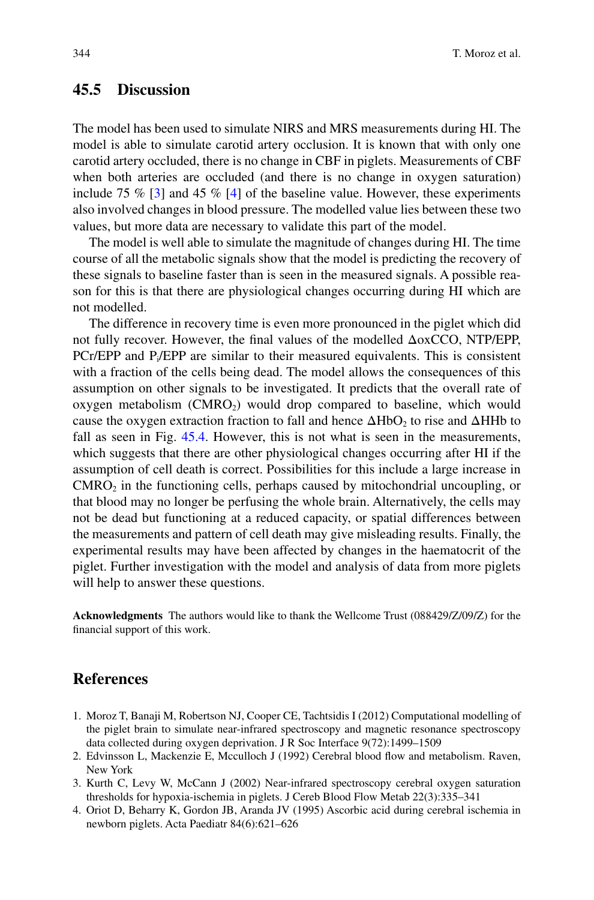## 45.5 Discussion

The model has been used to simulate NIRS and MRS measurements during HI. The model is able to simulate carotid artery occlusion. It is known that with only one carotid artery occluded, there is no change in CBF in piglets. Measurements of CBF when both arteries are occluded (and there is no change in oxygen saturation) include 75 % [3] and 45 % [4] of the baseline value. However, these experiments also involved changes in blood pressure. The modelled value lies between these two values, but more data are necessary to validate this part of the model.

The model is well able to simulate the magnitude of changes during HI. The time course of all the metabolic signals show that the model is predicting the recovery of these signals to baseline faster than is seen in the measured signals. A possible reason for this is that there are physiological changes occurring during HI which are not modelled.

The difference in recovery time is even more pronounced in the piglet which did not fully recover. However, the final values of the modelled ΔoxCCO, NTP/EPP, PCr/EPP and $P_i$/EPP are similar to their measured equivalents. This is consistent with a fraction of the cells being dead. The model allows the consequences of this assumption on other signals to be investigated. It predicts that the overall rate of oxygen metabolism ($CMRO_2$) would drop compared to baseline, which would cause the oxygen extraction fraction to fall and hence $\Delta HbO_2$ to rise and ΔHHb to fall as seen in Fig. 45.4. However, this is not what is seen in the measurements, which suggests that there are other physiological changes occurring after HI if the assumption of cell death is correct. Possibilities for this include a large increase in $CMRO_2$ in the functioning cells, perhaps caused by mitochondrial uncoupling, or that blood may no longer be perfusing the whole brain. Alternatively, the cells may not be dead but functioning at a reduced capacity, or spatial differences between the measurements and pattern of cell death may give misleading results. Finally, the experimental results may have been affected by changes in the haematocrit of the piglet. Further investigation with the model and analysis of data from more piglets will help to answer these questions.

**Acknowledgments** The authors would like to thank the Wellcome Trust (088429/Z/09/Z) for the financial support of this work.

## References

1. Moroz T, Banaji M, Robertson NJ, Cooper CE, Tachtsidis I (2012) Computational modelling of the piglet brain to simulate near-infrared spectroscopy and magnetic resonance spectroscopy data collected during oxygen deprivation. J R Soc Interface 9(72):1499–1509
2. Edvinsson L, Mackenzie E, Mcculloch J (1992) Cerebral blood flow and metabolism. Raven, New York
3. Kurth C, Levy W, McCann J (2002) Near-infrared spectroscopy cerebral oxygen saturation thresholds for hypoxia-ischemia in piglets. J Cereb Blood Flow Metab 22(3):335–341
4. Oriot D, Beharry K, Gordon JB, Aranda JV (1995) Ascorbic acid during cerebral ischemia in newborn piglets. Acta Paediatr 84(6):621–626